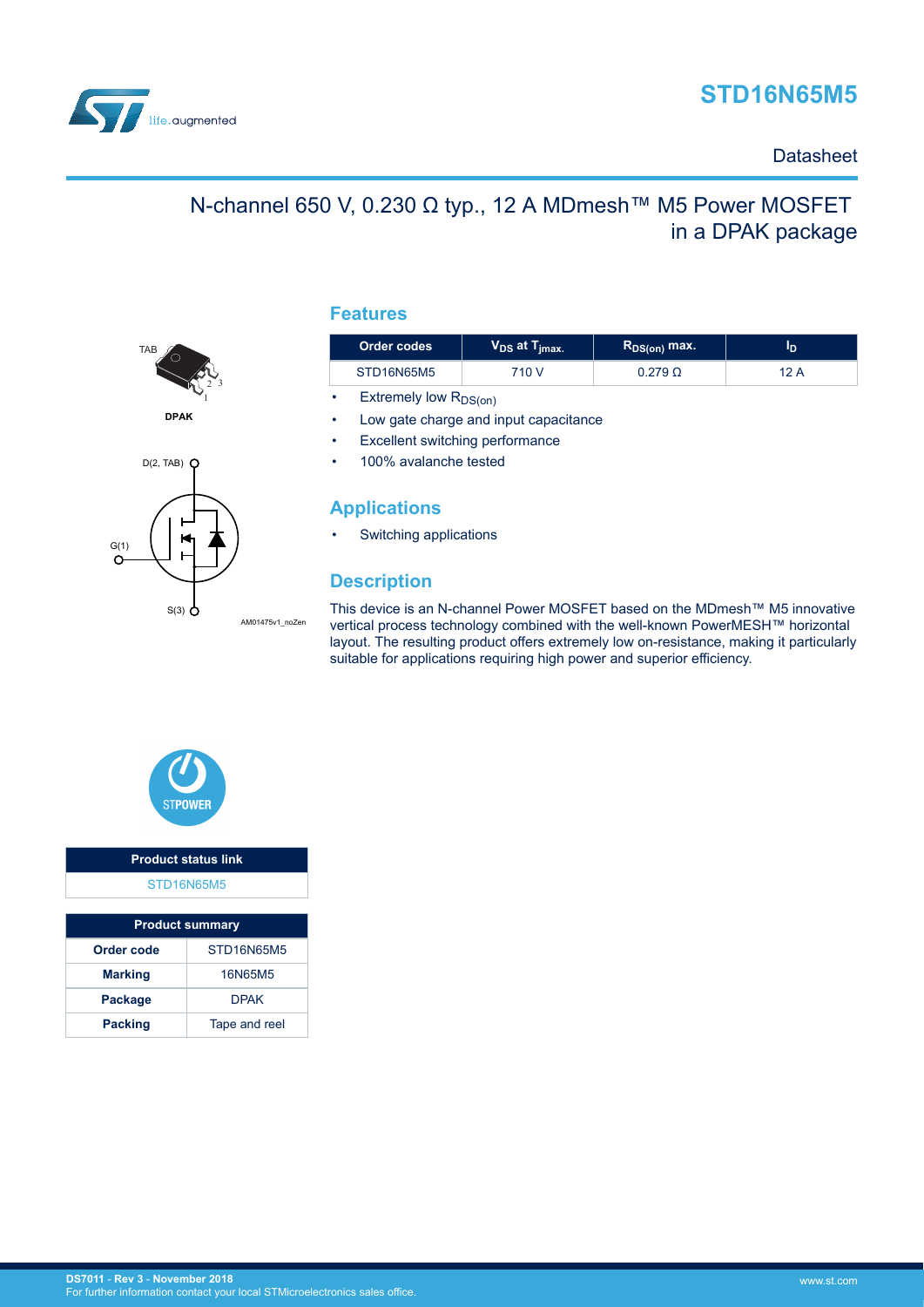# STD16N65M5

Datasheet

## N-channel 650 V, 0.230 Ω typ., 12 A MDmesh™ M5 Power MOSFET in a DPAK package

TAB

DPAK

D(2, TAB)

G(1)

S(3)

AM01475v1_noZen

## Features

| Order codes | $V_{DS}$ at $T_{jmax.}$ | $R_{DS(on)}$ max. | $I_D$ |
|---|---|---|---|
| STD16N65M5 | 710 V | 0.279 Ω | 12 A |

- Extremely low $R_{DS(on)}$
- Low gate charge and input capacitance
- Excellent switching performance
- 100% avalanche tested

## Applications

- Switching applications

## Description

This device is an N-channel Power MOSFET based on the MDmesh™ M5 innovative vertical process technology combined with the well-known PowerMESH™ horizontal layout. The resulting product offers extremely low on-resistance, making it particularly suitable for applications requiring high power and superior efficiency.

STPOWER

| Product status link |
|---|
| STD16N65M5 |

| Product summary | |
|---|---|
| Order code | STD16N65M5 |
| Marking | 16N65M5 |
| Package | DPAK |
| Packing | Tape and reel |

DS7011 - Rev 3 - November 2018
For further information contact your local STMicroelectronics sales office.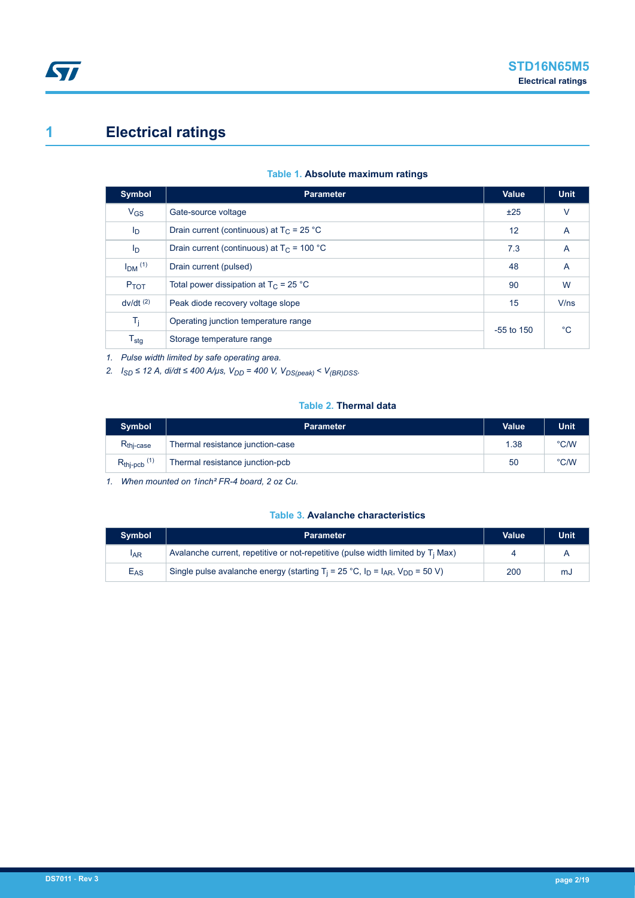# 1 Electrical ratings

**Table 1. Absolute maximum ratings**

| Symbol | Parameter | Value | Unit |
|---|---|---|---|
| $V_{GS}$ | Gate-source voltage | ±25 | V |
| $I_D$ | Drain current (continuous) at $T_C$ = 25 °C | 12 | A |
| $I_D$ | Drain current (continuous) at $T_C$ = 100 °C | 7.3 | A |
| $I_{DM}$ (1) | Drain current (pulsed) | 48 | A |
| $P_{TOT}$ | Total power dissipation at $T_C$ = 25 °C | 90 | W |
| dv/dt (2) | Peak diode recovery voltage slope | 15 | V/ns |
| $T_j$ | Operating junction temperature range | -55 to 150 | °C |
| $T_{stg}$ | Storage temperature range | | |

1. *Pulse width limited by safe operating area.*
2. *$I_{SD}$ ≤ 12 A, di/dt ≤ 400 A/μs, $V_{DD}$ = 400 V, $V_{DS(peak)}$ < $V_{(BR)DSS}$.*

**Table 2. Thermal data**

| Symbol | Parameter | Value | Unit |
|---|---|---|---|
| $R_{thj-case}$ | Thermal resistance junction-case | 1.38 | °C/W |
| $R_{thj-pcb}$ (1) | Thermal resistance junction-pcb | 50 | °C/W |

1. *When mounted on 1inch² FR-4 board, 2 oz Cu.*

**Table 3. Avalanche characteristics**

| Symbol | Parameter | Value | Unit |
|---|---|---|---|
| $I_{AR}$ | Avalanche current, repetitive or not-repetitive (pulse width limited by $T_j$ Max) | 4 | A |
| $E_{AS}$ | Single pulse avalanche energy (starting $T_j$ = 25 °C, $I_D$ = $I_{AR}$, $V_{DD}$ = 50 V) | 200 | mJ |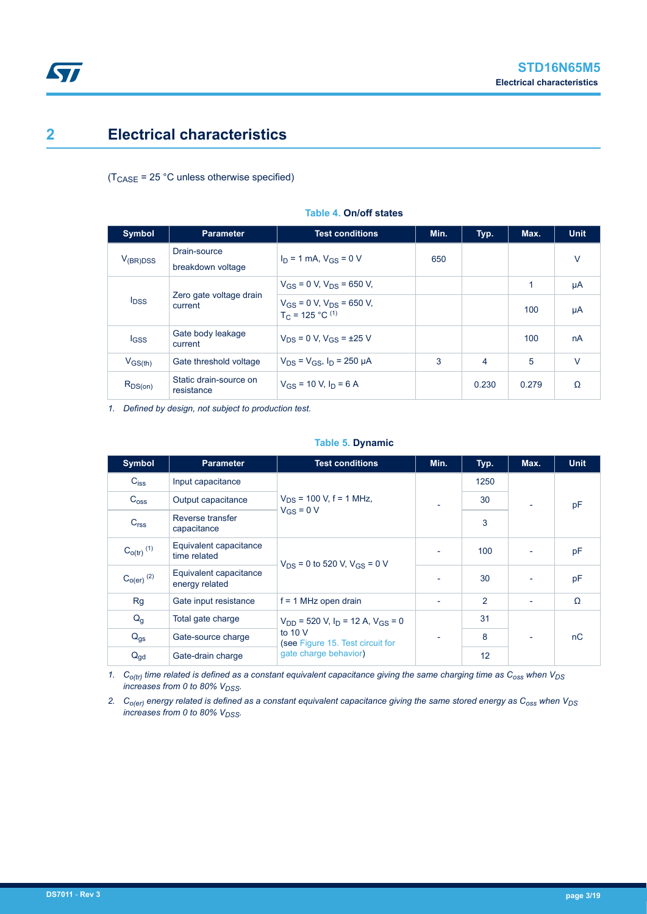# 2 Electrical characteristics

($T_{CASE}$ = 25 °C unless otherwise specified)

**Table 4. On/off states**

| Symbol | Parameter | Test conditions | Min. | Typ. | Max. | Unit |
|---|---|---|---|---|---|---|
| $V_{(BR)DSS}$ | Drain-source breakdown voltage | $I_D$ = 1 mA, $V_{GS}$ = 0 V | 650 | | | V |
| $I_{DSS}$ | Zero gate voltage drain current | $V_{GS}$ = 0 V, $V_{DS}$ = 650 V, | | | 1 | µA |
| | | $V_{GS}$ = 0 V, $V_{DS}$ = 650 V, $T_C$ = 125 °C [(1)] | | | 100 | µA |
| $I_{GSS}$ | Gate body leakage current | $V_{DS}$ = 0 V, $V_{GS}$ = ±25 V | | | 100 | nA |
| $V_{GS(th)}$ | Gate threshold voltage | $V_{DS}$ = $V_{GS}$, $I_D$ = 250 µA | 3 | 4 | 5 | V |
| $R_{DS(on)}$ | Static drain-source on resistance | $V_{GS}$ = 10 V, $I_D$ = 6 A | | 0.230 | 0.279 | Ω |

*1. Defined by design, not subject to production test.*

**Table 5. Dynamic**

| Symbol | Parameter | Test conditions | Min. | Typ. | Max. | Unit |
|---|---|---|---|---|---|---|
| $C_{iss}$ | Input capacitance | $V_{DS}$ = 100 V, f = 1 MHz, $V_{GS}$ = 0 V | - | 1250 | - | pF |
| $C_{oss}$ | Output capacitance | | | 30 | | |
| $C_{rss}$ | Reverse transfer capacitance | | | 3 | | |
| $C_{o(tr)}$ [(1)] | Equivalent capacitance time related | $V_{DS}$ = 0 to 520 V, $V_{GS}$ = 0 V | - | 100 | - | pF |
| $C_{o(er)}$ [(2)] | Equivalent capacitance energy related | | - | 30 | - | pF |
| Rg | Gate input resistance | f = 1 MHz open drain | - | 2 | - | Ω |
| $Q_g$ | Total gate charge | $V_{DD}$ = 520 V, $I_D$ = 12 A, $V_{GS}$ = 0 to 10 V (see Figure 15. Test circuit for gate charge behavior) | - | 31 | - | nC |
| $Q_{gs}$ | Gate-source charge | | | 8 | | |
| $Q_{gd}$ | Gate-drain charge | | | 12 | | |

*1. $C_{o(tr)}$ time related is defined as a constant equivalent capacitance giving the same charging time as $C_{oss}$ when $V_{DS}$ increases from 0 to 80% $V_{DSS}$.*

*2. $C_{o(er)}$ energy related is defined as a constant equivalent capacitance giving the same stored energy as $C_{oss}$ when $V_{DS}$ increases from 0 to 80% $V_{DSS}$.*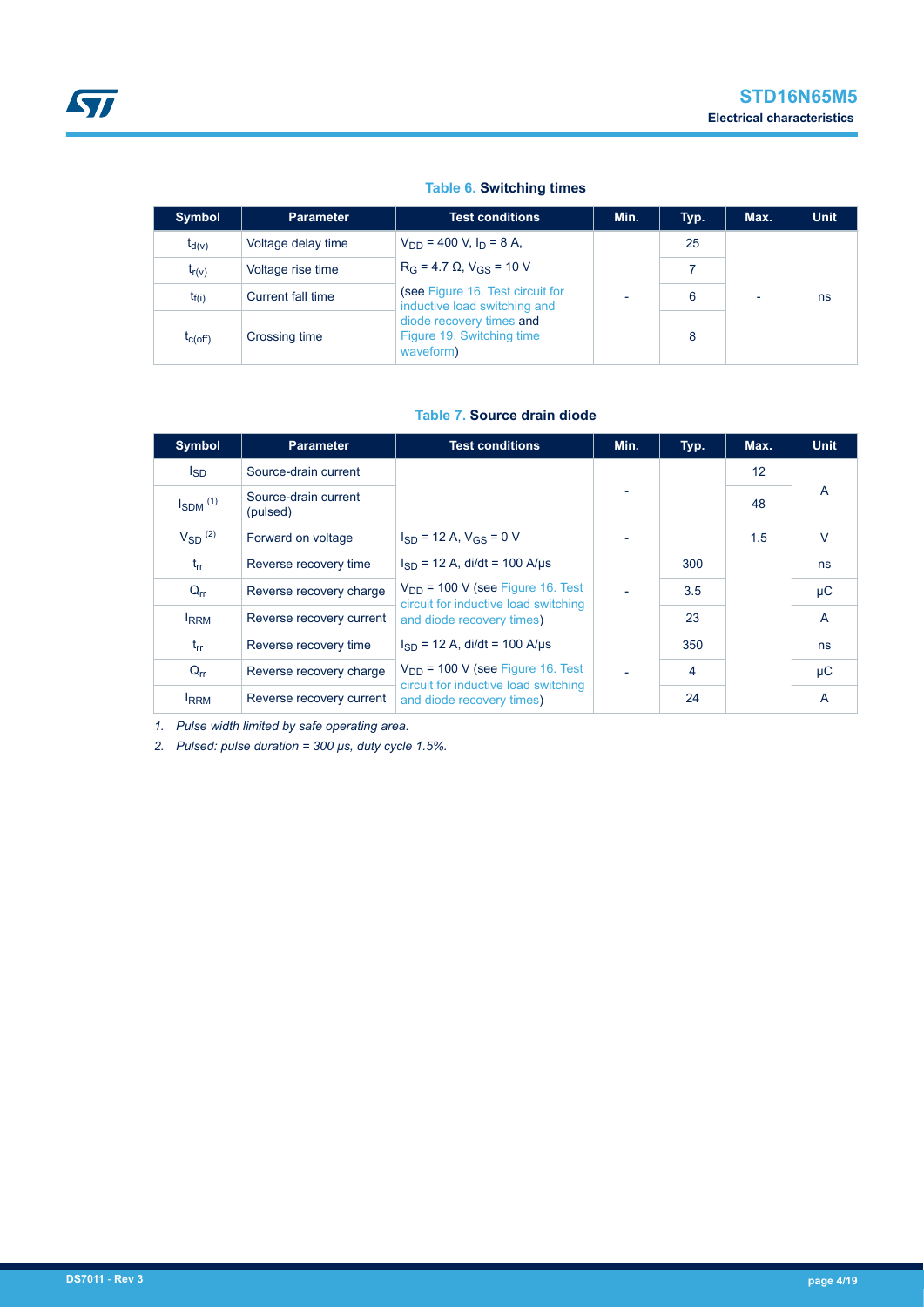**Table 6. Switching times**

| Symbol | Parameter | Test conditions | Min. | Typ. | Max. | Unit |
|---|---|---|---|---|---|---|
| $t_{d(v)}$ | Voltage delay time | $V_{DD}$ = 400 V, $I_D$ = 8 A, $R_G$ = 4.7 Ω, $V_{GS}$ = 10 V (see Figure 16. Test circuit for inductive load switching and diode recovery times and Figure 19. Switching time waveform) | - | 25 | - | ns |
| $t_{r(v)}$ | Voltage rise time | | | 7 | | |
| $t_{f(i)}$ | Current fall time | | | 6 | | |
| $t_{c(off)}$ | Crossing time | | | 8 | | |

**Table 7. Source drain diode**

| Symbol | Parameter | Test conditions | Min. | Typ. | Max. | Unit |
|---|---|---|---|---|---|---|
| $I_{SD}$ | Source-drain current | | - | | 12 | A |
| $I_{SDM}$ (1) | Source-drain current (pulsed) | | | | 48 | |
| $V_{SD}$ (2) | Forward on voltage | $I_{SD}$ = 12 A, $V_{GS}$ = 0 V | - | | 1.5 | V |
| $t_{rr}$ | Reverse recovery time | $I_{SD}$ = 12 A, di/dt = 100 A/µs $V_{DD}$ = 100 V (see Figure 16. Test circuit for inductive load switching and diode recovery times) | - | 300 | | ns |
| $Q_{rr}$ | Reverse recovery charge | | | 3.5 | | µC |
| $I_{RRM}$ | Reverse recovery current | | | 23 | | A |
| $t_{rr}$ | Reverse recovery time | $I_{SD}$ = 12 A, di/dt = 100 A/µs $V_{DD}$ = 100 V (see Figure 16. Test circuit for inductive load switching and diode recovery times) | - | 350 | | ns |
| $Q_{rr}$ | Reverse recovery charge | | | 4 | | µC |
| $I_{RRM}$ | Reverse recovery current | | | 24 | | A |

1. *Pulse width limited by safe operating area.*
2. *Pulsed: pulse duration = 300 µs, duty cycle 1.5%.*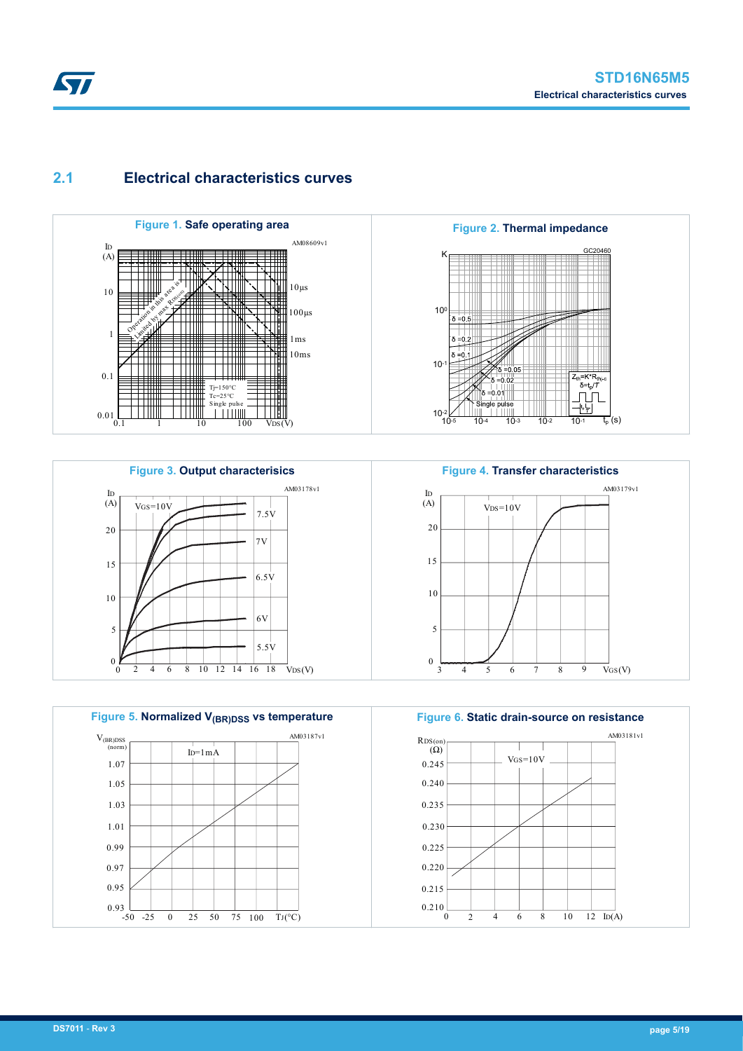## 2.1 Electrical characteristics curves

**Figure 1.** Safe operating area

**Figure 2.** Thermal impedance

**Figure 3.** Output characterisics

**Figure 4.** Transfer characteristics

**Figure 5.** Normalized $V_{(BR)DSS}$ vs temperature

**Figure 6.** Static drain-source on resistance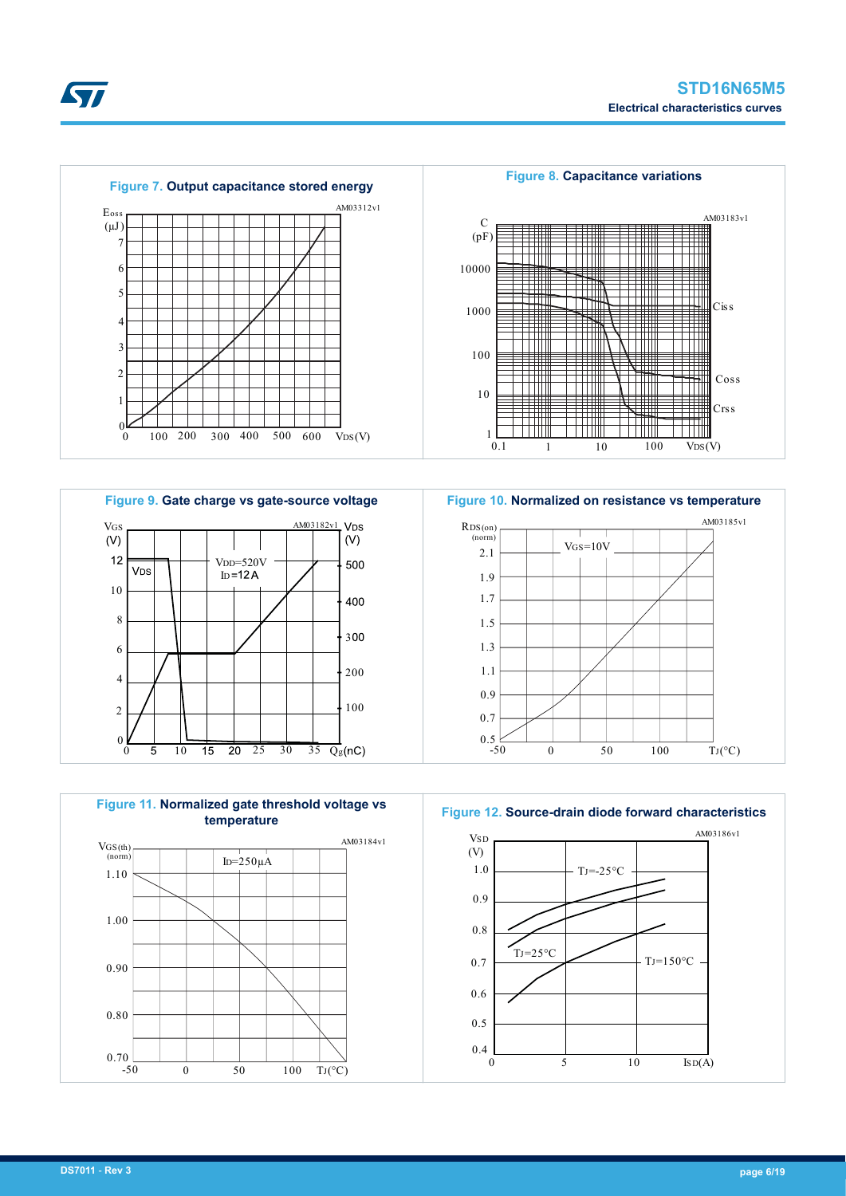**Figure 7. Output capacitance stored energy**

**Figure 8. Capacitance variations**

**Figure 9. Gate charge vs gate-source voltage**

**Figure 10. Normalized on resistance vs temperature**

**Figure 11. Normalized gate threshold voltage vs temperature**

**Figure 12. Source-drain diode forward characteristics**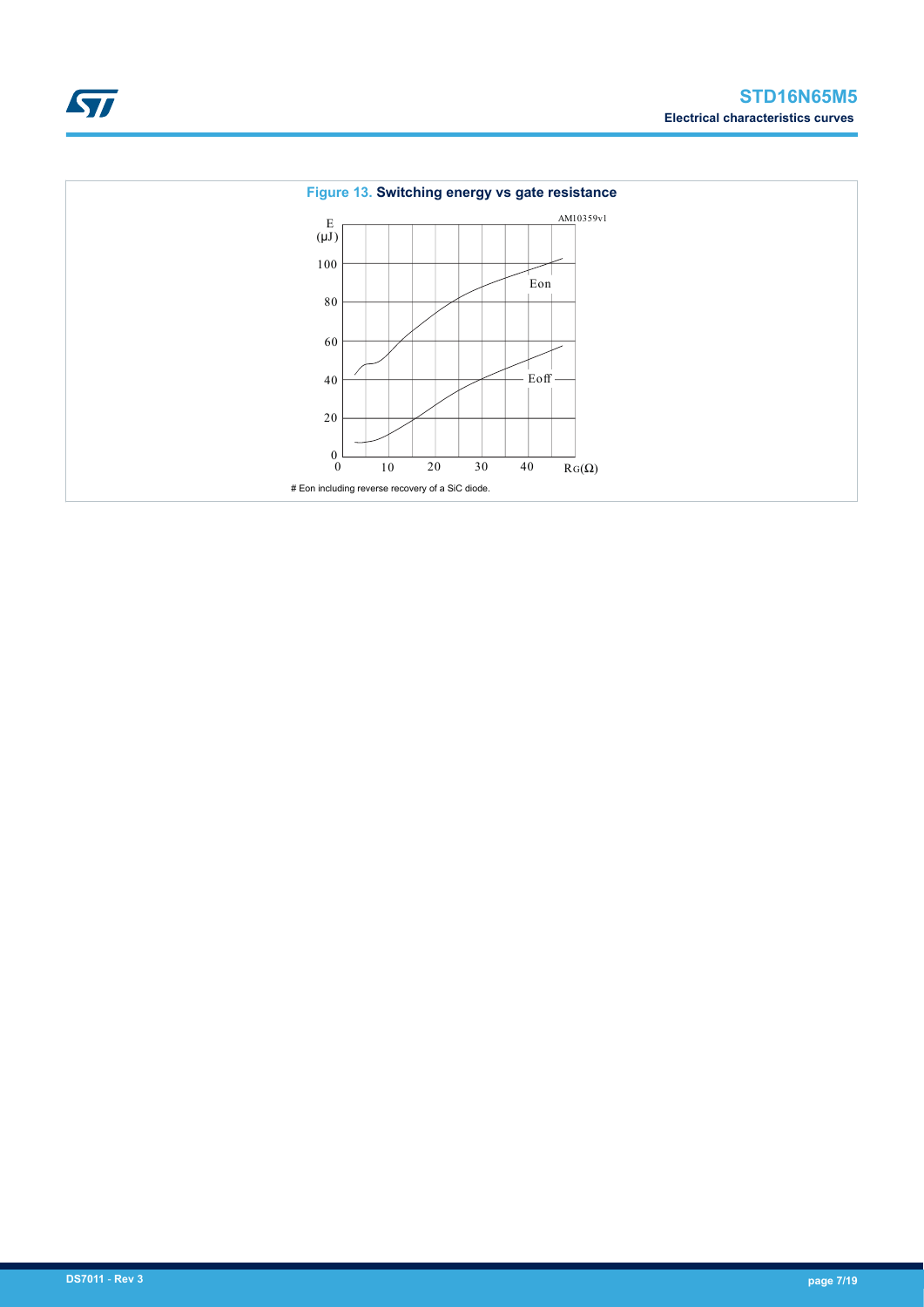**Figure 13. Switching energy vs gate resistance**

# Eon including reverse recovery of a SiC diode.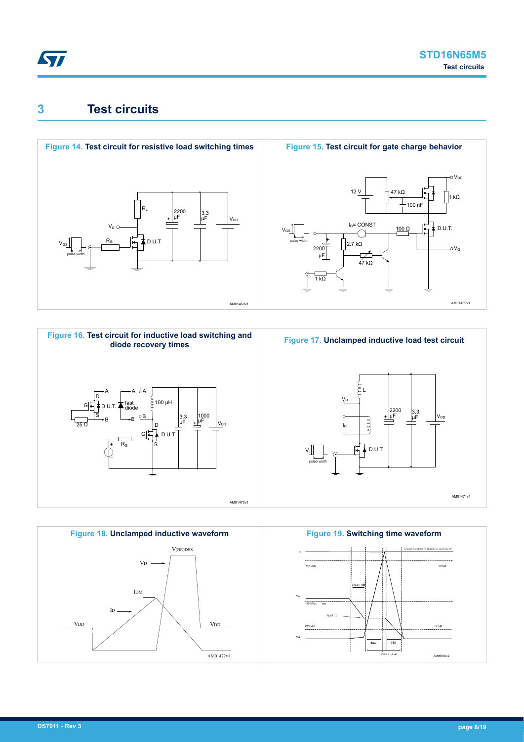# 3 Test circuits

**Figure 14. Test circuit for resistive load switching times**

**Figure 15. Test circuit for gate charge behavior**

**Figure 16. Test circuit for inductive load switching and diode recovery times**

**Figure 17. Unclamped inductive load test circuit**

**Figure 18. Unclamped inductive waveform**

**Figure 19. Switching time waveform**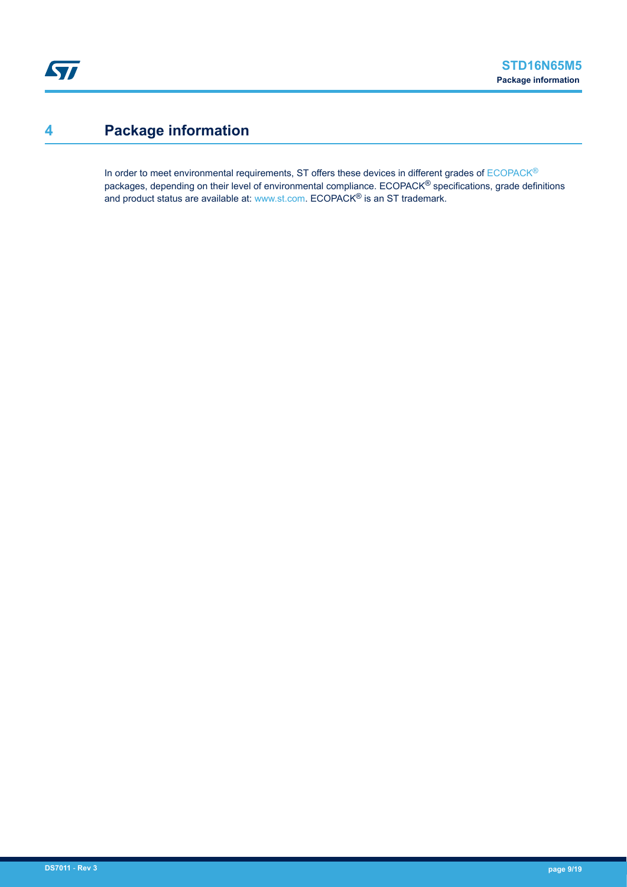# 4 Package information

In order to meet environmental requirements, ST offers these devices in different grades of ECOPACK® packages, depending on their level of environmental compliance. ECOPACK® specifications, grade definitions and product status are available at: www.st.com. ECOPACK® is an ST trademark.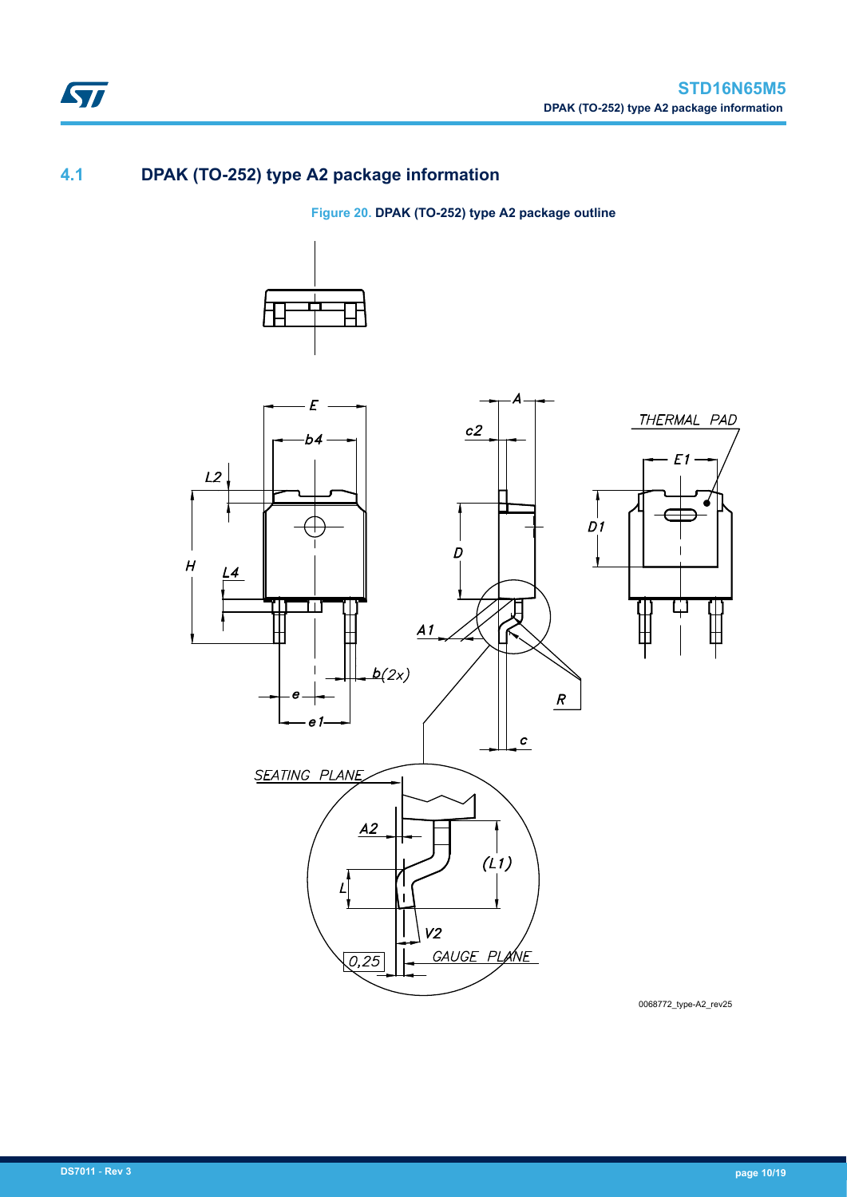## 4.1 DPAK (TO-252) type A2 package information

**Figure 20. DPAK (TO-252) type A2 package outline**

0068772_type-A2_rev25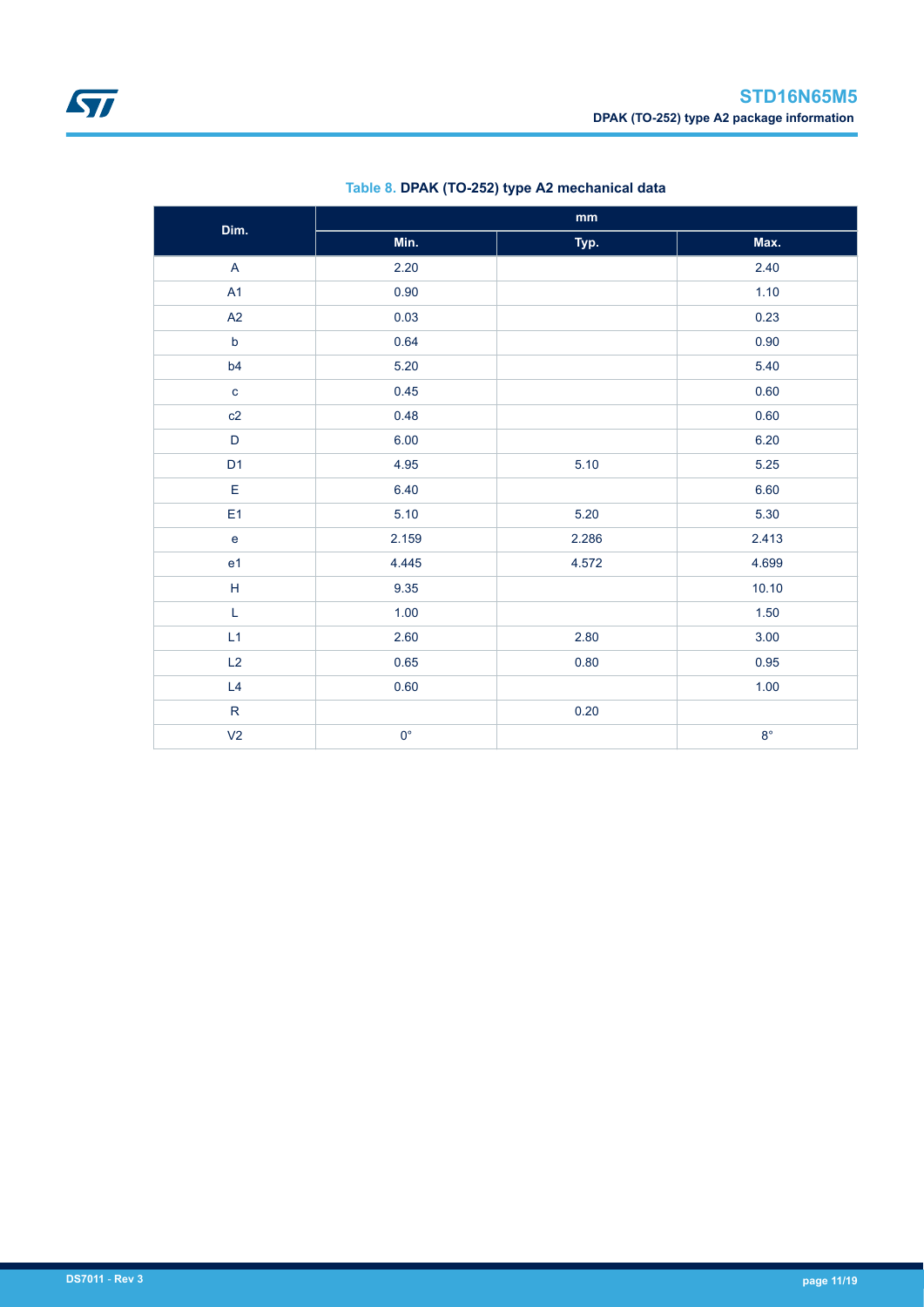**Table 8. DPAK (TO-252) type A2 mechanical data**

| Dim. | mm | | |
|---|---|---|---|
| | Min. | Typ. | Max. |
| A | 2.20 | | 2.40 |
| A1 | 0.90 | | 1.10 |
| A2 | 0.03 | | 0.23 |
| b | 0.64 | | 0.90 |
| b4 | 5.20 | | 5.40 |
| c | 0.45 | | 0.60 |
| c2 | 0.48 | | 0.60 |
| D | 6.00 | | 6.20 |
| D1 | 4.95 | 5.10 | 5.25 |
| E | 6.40 | | 6.60 |
| E1 | 5.10 | 5.20 | 5.30 |
| e | 2.159 | 2.286 | 2.413 |
| e1 | 4.445 | 4.572 | 4.699 |
| H | 9.35 | | 10.10 |
| L | 1.00 | | 1.50 |
| L1 | 2.60 | 2.80 | 3.00 |
| L2 | 0.65 | 0.80 | 0.95 |
| L4 | 0.60 | | 1.00 |
| R | | 0.20 | |
| V2 | 0° | | 8° |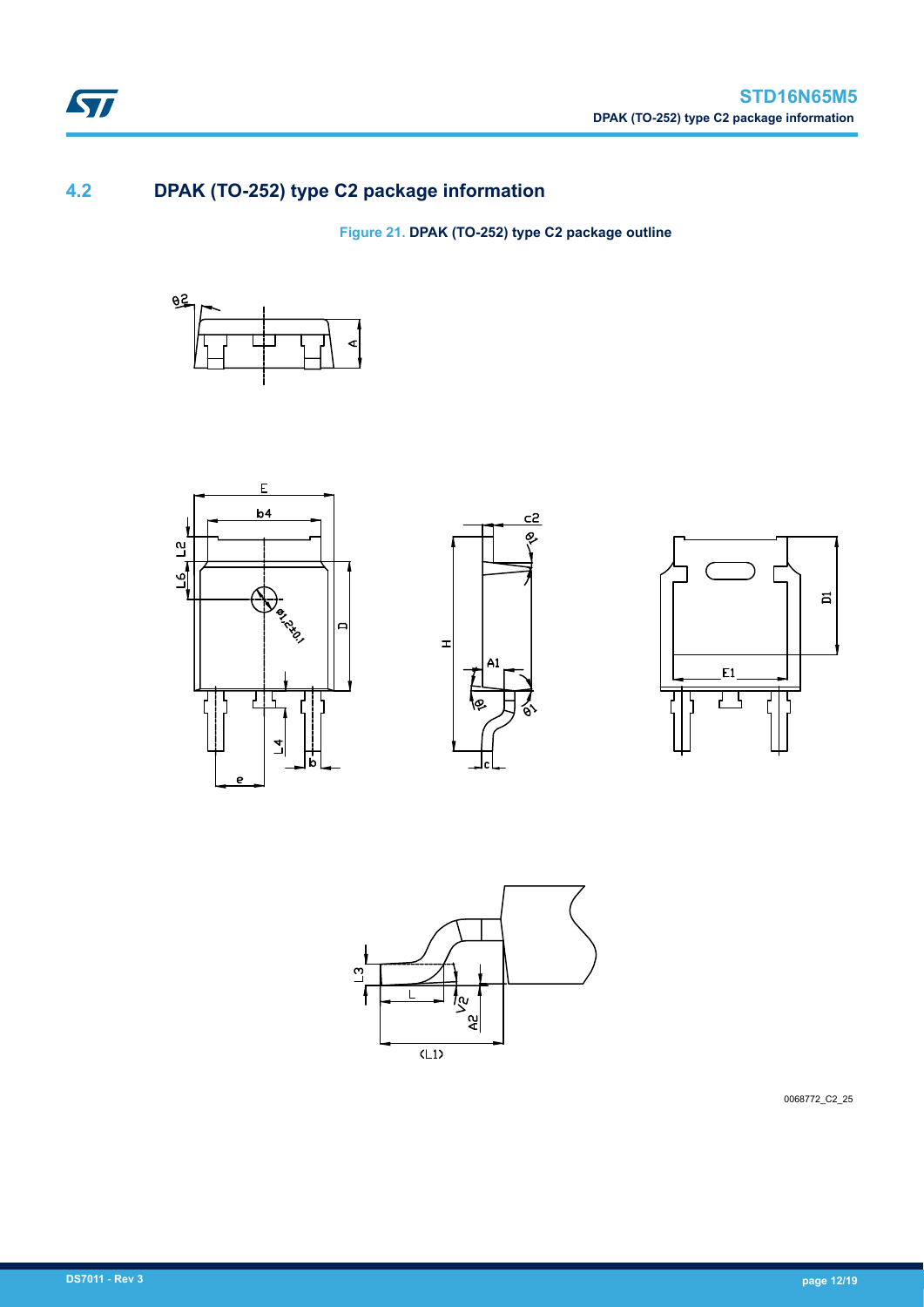## 4.2 DPAK (TO-252) type C2 package information

**Figure 21. DPAK (TO-252) type C2 package outline**

0068772_C2_25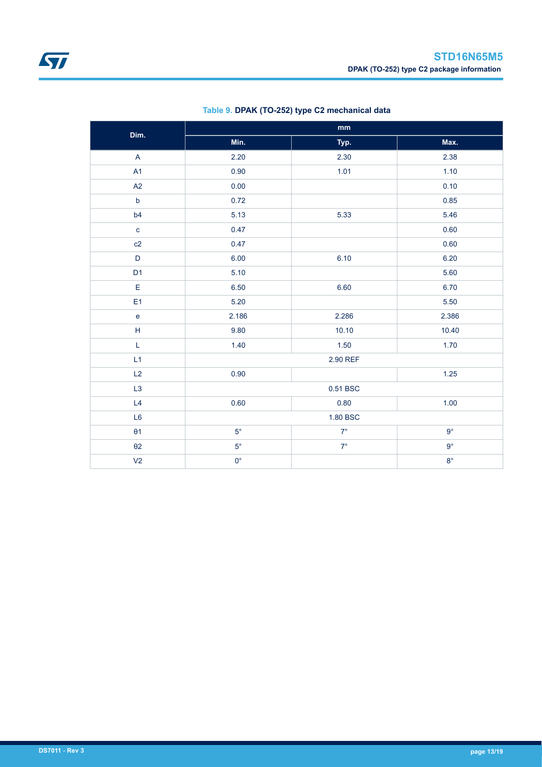**Table 9. DPAK (TO-252) type C2 mechanical data**

| Dim. | mm | | |
|---|---|---|---|
| | Min. | Typ. | Max. |
| A | 2.20 | 2.30 | 2.38 |
| A1 | 0.90 | 1.01 | 1.10 |
| A2 | 0.00 | | 0.10 |
| b | 0.72 | | 0.85 |
| b4 | 5.13 | 5.33 | 5.46 |
| c | 0.47 | | 0.60 |
| c2 | 0.47 | | 0.60 |
| D | 6.00 | 6.10 | 6.20 |
| D1 | 5.10 | | 5.60 |
| E | 6.50 | 6.60 | 6.70 |
| E1 | 5.20 | | 5.50 |
| e | 2.186 | 2.286 | 2.386 |
| H | 9.80 | 10.10 | 10.40 |
| L | 1.40 | 1.50 | 1.70 |
| L1 | | 2.90 REF | |
| L2 | 0.90 | | 1.25 |
| L3 | | 0.51 BSC | |
| L4 | 0.60 | 0.80 | 1.00 |
| L6 | | 1.80 BSC | |
| θ1 | 5° | 7° | 9° |
| θ2 | 5° | 7° | 9° |
| V2 | 0° | | 8° |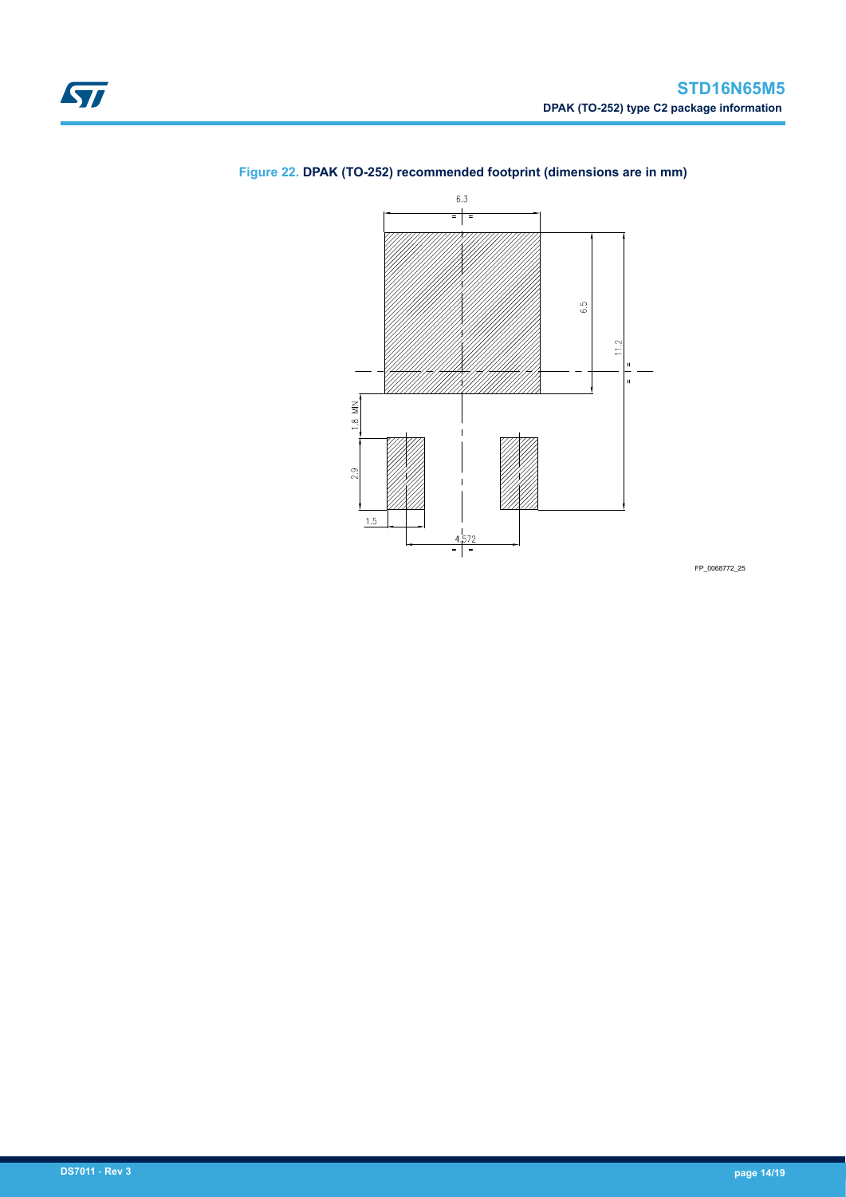**Figure 22.** DPAK (TO-252) recommended footprint (dimensions are in mm)

6.3

6.5

11.2

1.8 MIN

2.9

1.5

4.572

FP_0068772_25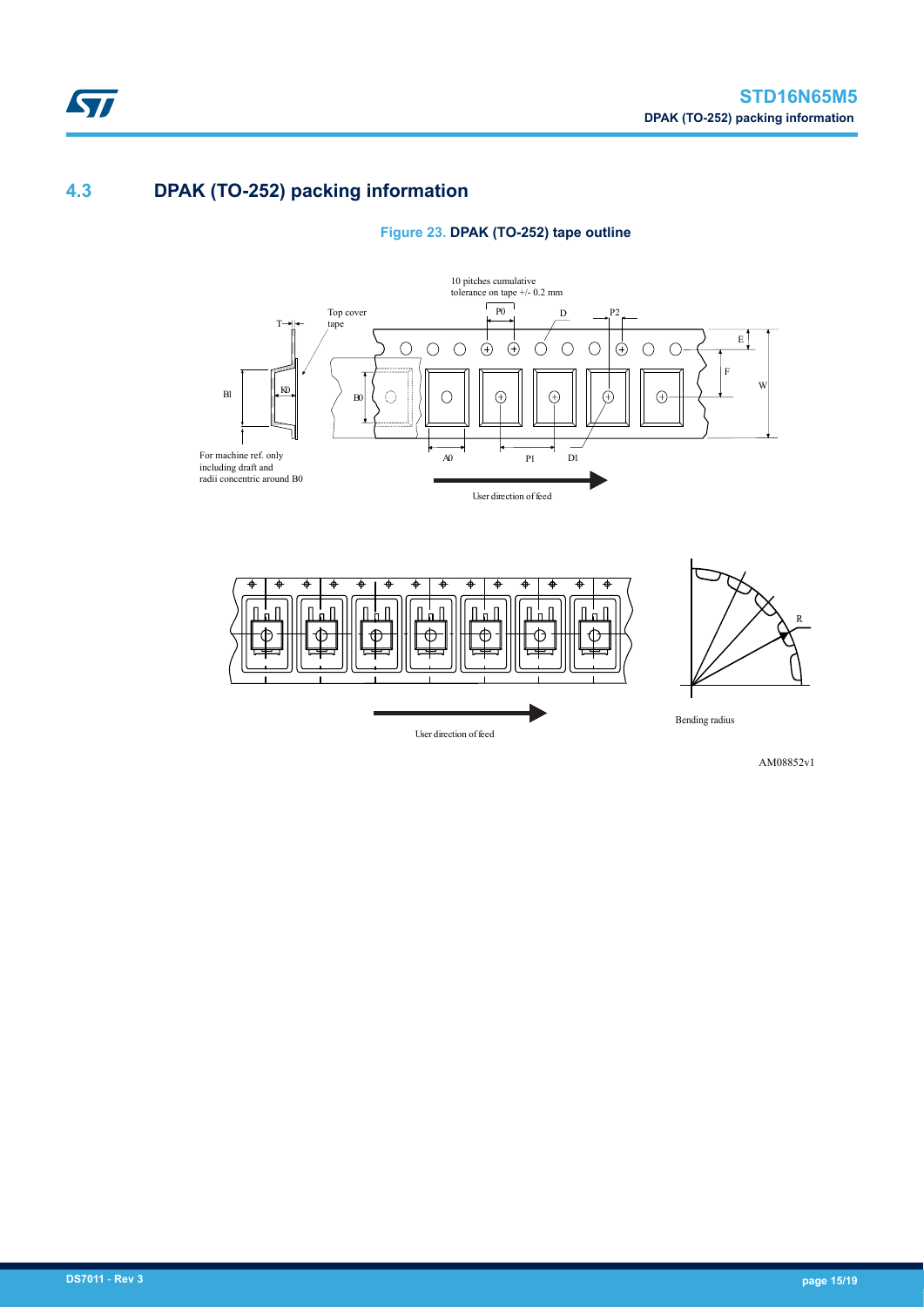## 4.3 DPAK (TO-252) packing information

**Figure 23. DPAK (TO-252) tape outline**

10 pitches cumulative tolerance on tape +/- 0.2 mm

Top cover tape

T, K0, B1, B0, P0, D, P2, E, F, W, A0, P1, D1

For machine ref. only including draft and radii concentric around B0

User direction of feed

R

Bending radius

User direction of feed

AM08852v1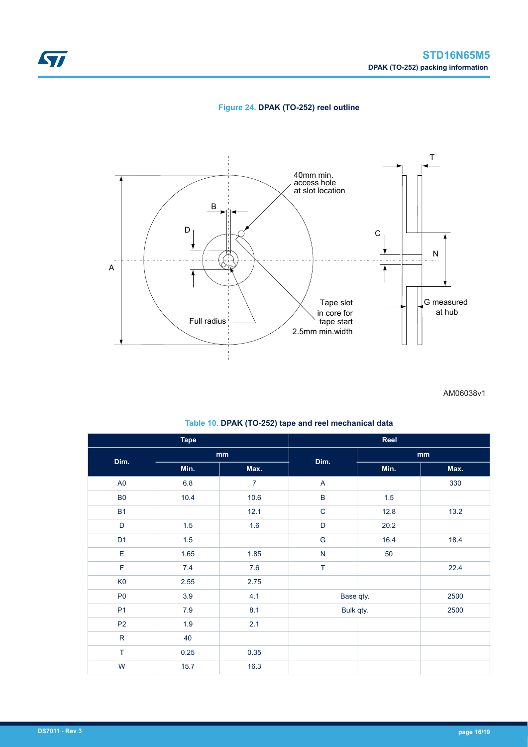**Figure 24. DPAK (TO-252) reel outline**

AM06038v1

**Table 10. DPAK (TO-252) tape and reel mechanical data**

| Tape | | | Reel | | |
|---|---|---|---|---|---|
| Dim. | mm | | Dim. | mm | |
| | Min. | Max. | | Min. | Max. |
| A0 | 6.8 | 7 | A | | 330 |
| B0 | 10.4 | 10.6 | B | 1.5 | |
| B1 | | 12.1 | C | 12.8 | 13.2 |
| D | 1.5 | 1.6 | D | 20.2 | |
| D1 | 1.5 | | G | 16.4 | 18.4 |
| E | 1.65 | 1.85 | N | 50 | |
| F | 7.4 | 7.6 | T | | 22.4 |
| K0 | 2.55 | 2.75 | | | |
| P0 | 3.9 | 4.1 | Base qty. | | 2500 |
| P1 | 7.9 | 8.1 | Bulk qty. | | 2500 |
| P2 | 1.9 | 2.1 | | | |
| R | 40 | | | | |
| T | 0.25 | 0.35 | | | |
| W | 15.7 | 16.3 | | | |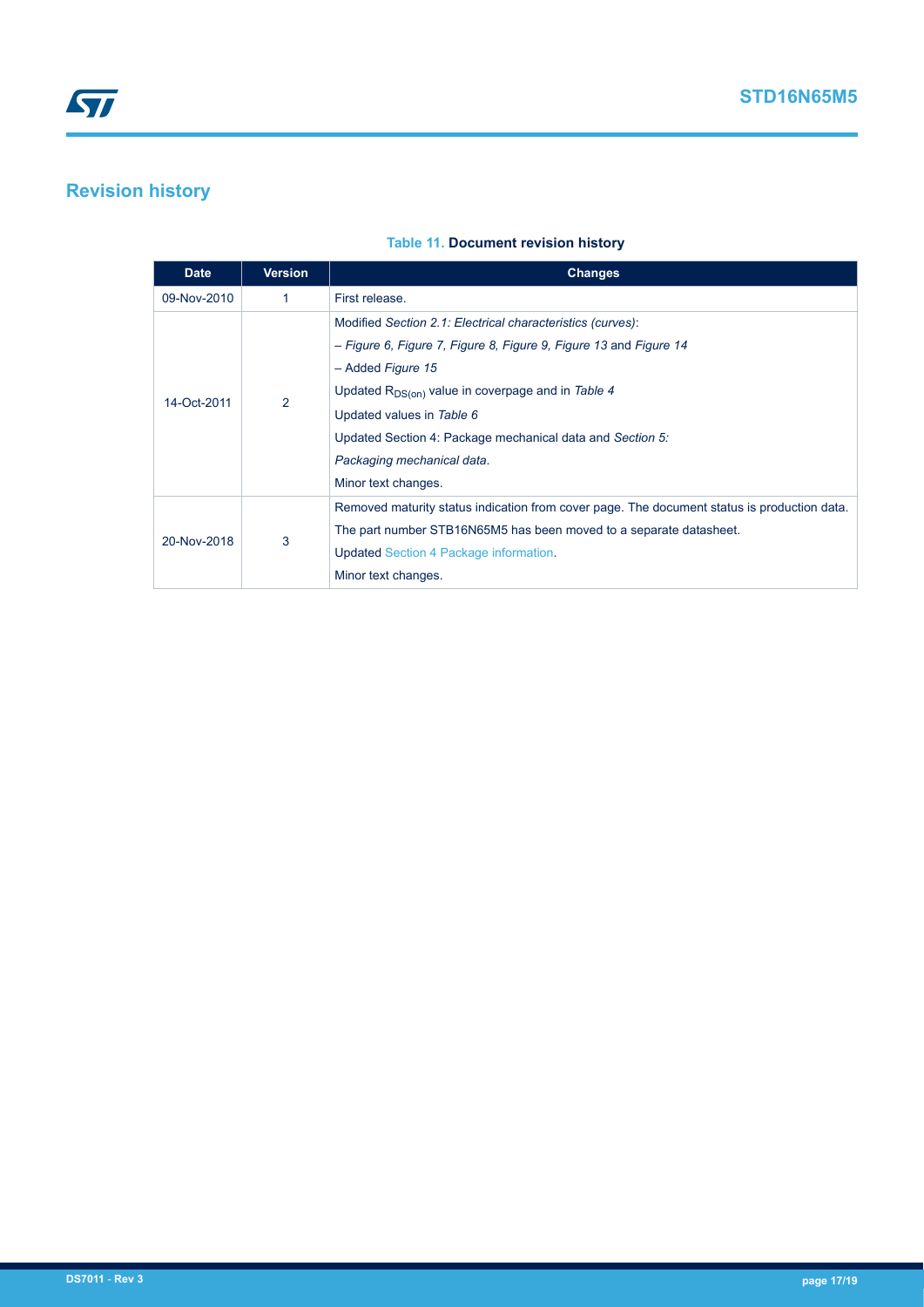## Revision history

**Table 11. Document revision history**

| Date | Version | Changes |
| --- | --- | --- |
| 09-Nov-2010 | 1 | First release. |
| 14-Oct-2011 | 2 | Modified *Section 2.1: Electrical characteristics (curves)*:<br>– *Figure 6, Figure 7, Figure 8, Figure 9, Figure 13* and *Figure 14*<br>– Added *Figure 15*<br>Updated $R_{DS(on)}$ value in coverpage and in *Table 4*<br>Updated values in *Table 6*<br>Updated Section 4: Package mechanical data and *Section 5: Packaging mechanical data*.<br>Minor text changes. |
| 20-Nov-2018 | 3 | Removed maturity status indication from cover page. The document status is production data.<br>The part number STB16N65M5 has been moved to a separate datasheet.<br>Updated Section 4 Package information.<br>Minor text changes. |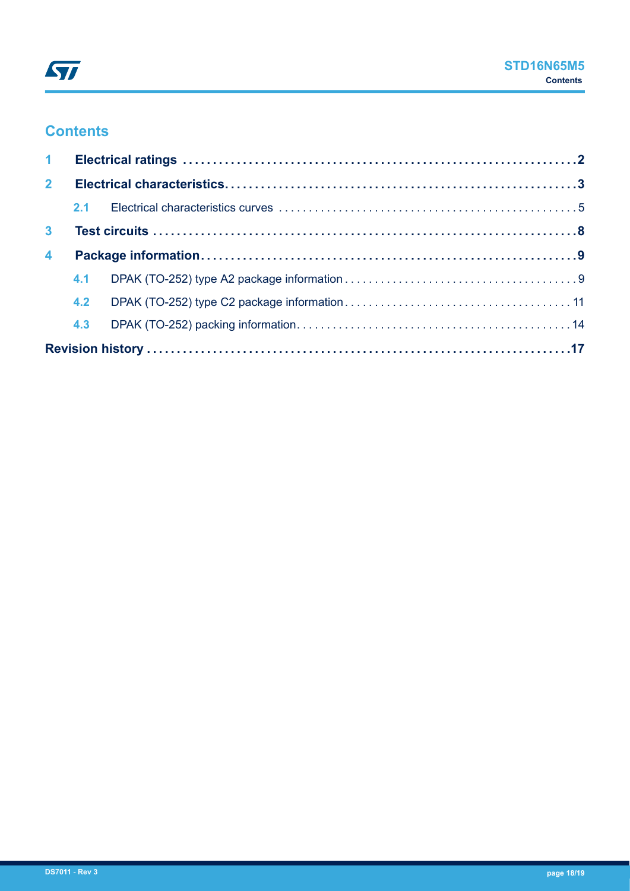# Contents

| | | |
|---|---|---|
| **1** | **Electrical ratings** | **2** |
| **2** | **Electrical characteristics** | **3** |
| 2.1 | Electrical characteristics curves | 5 |
| **3** | **Test circuits** | **8** |
| **4** | **Package information** | **9** |
| 4.1 | DPAK (TO-252) type A2 package information | 9 |
| 4.2 | DPAK (TO-252) type C2 package information | 11 |
| 4.3 | DPAK (TO-252) packing information | 14 |
| **Revision history** | | **17** |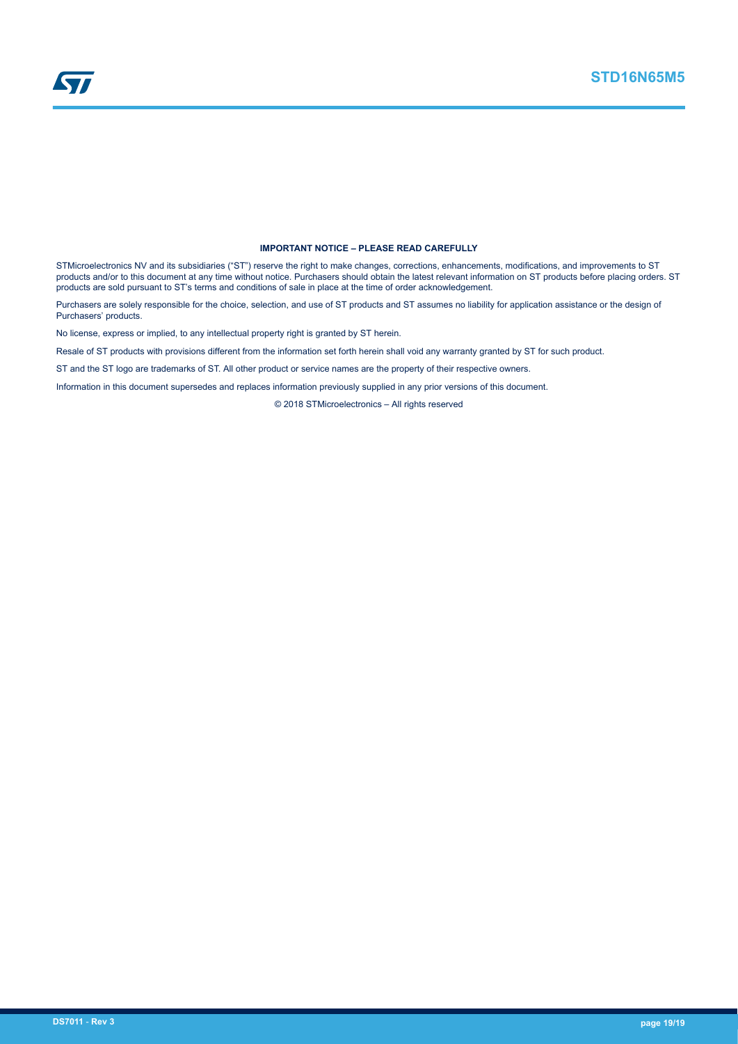**IMPORTANT NOTICE – PLEASE READ CAREFULLY**

STMicroelectronics NV and its subsidiaries ("ST") reserve the right to make changes, corrections, enhancements, modifications, and improvements to ST products and/or to this document at any time without notice. Purchasers should obtain the latest relevant information on ST products before placing orders. ST products are sold pursuant to ST's terms and conditions of sale in place at the time of order acknowledgement.

Purchasers are solely responsible for the choice, selection, and use of ST products and ST assumes no liability for application assistance or the design of Purchasers' products.

No license, express or implied, to any intellectual property right is granted by ST herein.

Resale of ST products with provisions different from the information set forth herein shall void any warranty granted by ST for such product.

ST and the ST logo are trademarks of ST. All other product or service names are the property of their respective owners.

Information in this document supersedes and replaces information previously supplied in any prior versions of this document.

© 2018 STMicroelectronics – All rights reserved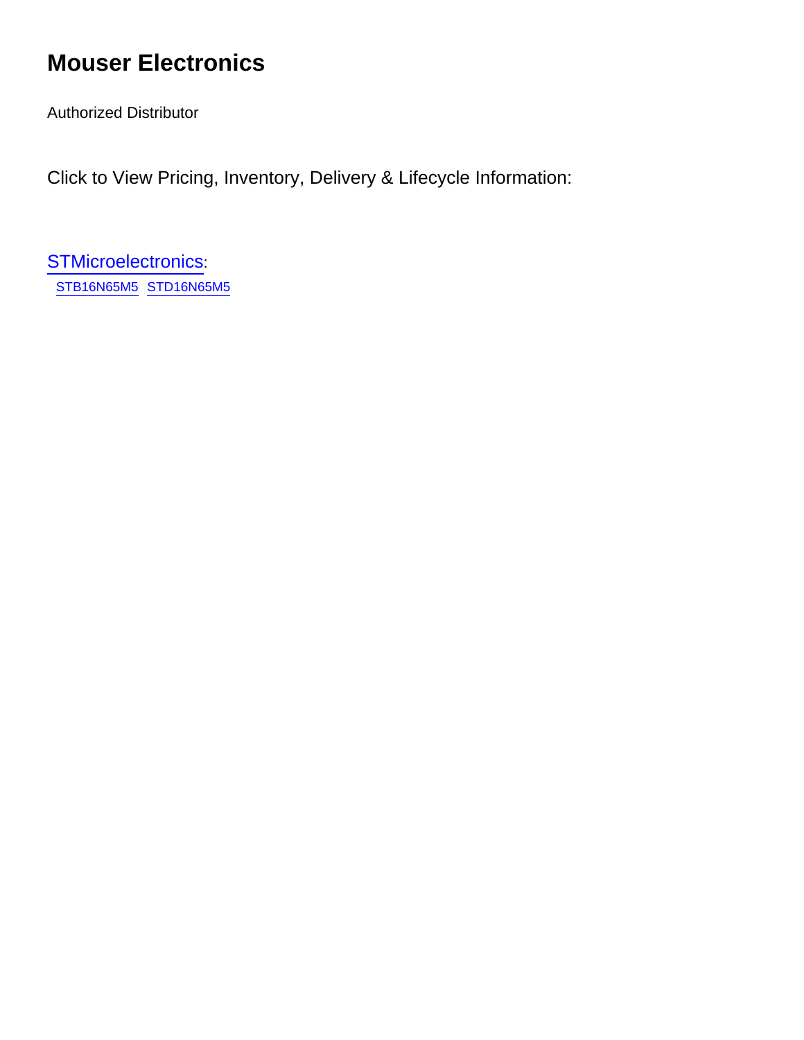# Mouser Electronics

Authorized Distributor

Click to View Pricing, Inventory, Delivery & Lifecycle Information:

STMicroelectronics:

STB16N65M5 STD16N65M5